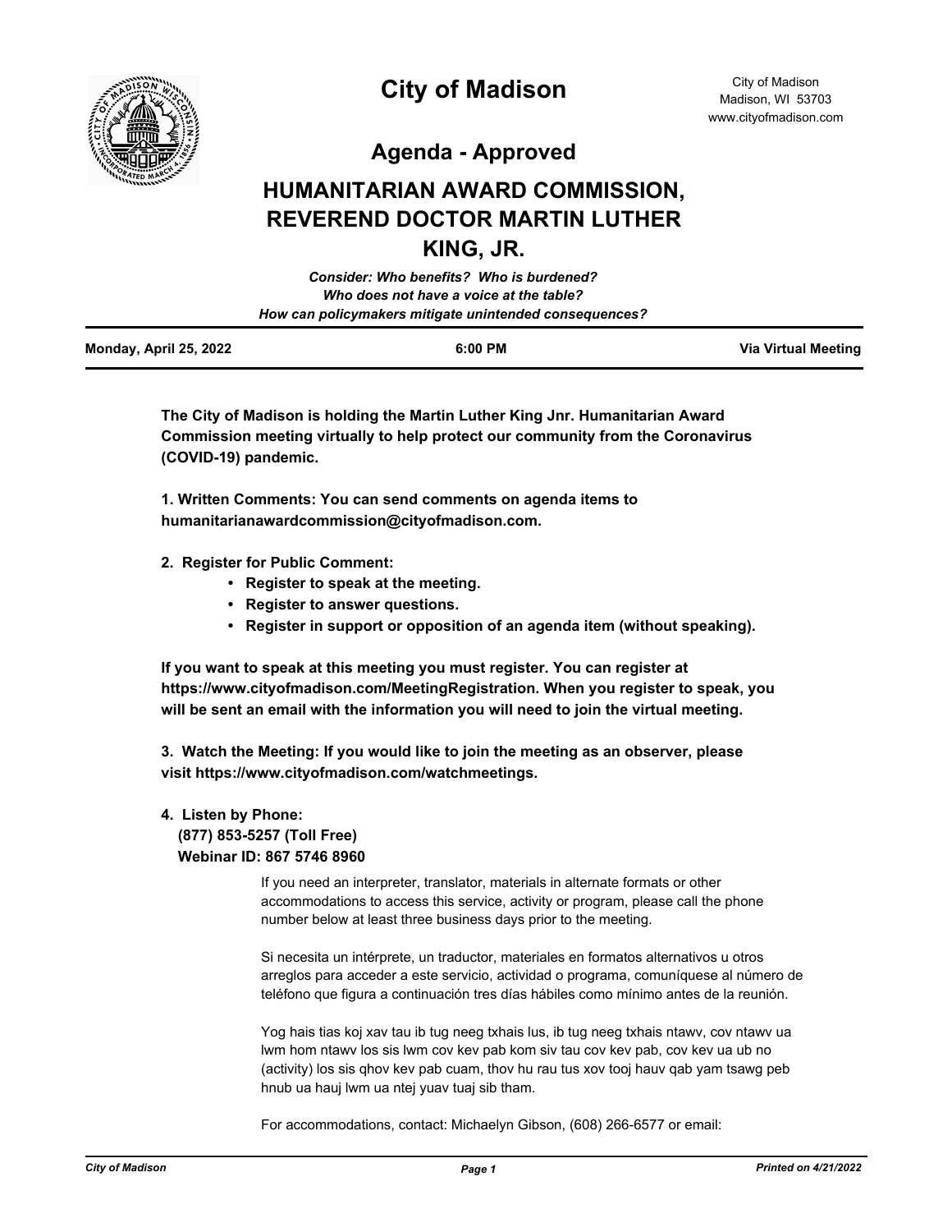# City of Madison

City of Madison
Madison, WI 53703
www.cityofmadison.com

## Agenda - Approved

## HUMANITARIAN AWARD COMMISSION, REVEREND DOCTOR MARTIN LUTHER KING, JR.

*Consider: Who benefits? Who is burdened?*
*Who does not have a voice at the table?*
*How can policymakers mitigate unintended consequences?*

**Monday, April 25, 2022** **6:00 PM** **Via Virtual Meeting**

**The City of Madison is holding the Martin Luther King Jnr. Humanitarian Award Commission meeting virtually to help protect our community from the Coronavirus (COVID-19) pandemic.**

**1. Written Comments: You can send comments on agenda items to humanitarianawardcommission@cityofmadison.com.**

**2. Register for Public Comment:**

- **Register to speak at the meeting.**
- **Register to answer questions.**
- **Register in support or opposition of an agenda item (without speaking).**

**If you want to speak at this meeting you must register. You can register at https://www.cityofmadison.com/MeetingRegistration. When you register to speak, you will be sent an email with the information you will need to join the virtual meeting.**

**3. Watch the Meeting: If you would like to join the meeting as an observer, please visit https://www.cityofmadison.com/watchmeetings.**

**4. Listen by Phone:**
**(877) 853-5257 (Toll Free)**
**Webinar ID: 867 5746 8960**

If you need an interpreter, translator, materials in alternate formats or other accommodations to access this service, activity or program, please call the phone number below at least three business days prior to the meeting.

Si necesita un intérprete, un traductor, materiales en formatos alternativos u otros arreglos para acceder a este servicio, actividad o programa, comuníquese al número de teléfono que figura a continuación tres días hábiles como mínimo antes de la reunión.

Yog hais tias koj xav tau ib tug neeg txhais lus, ib tug neeg txhais ntawv, cov ntawv ua lwm hom ntawv los sis lwm cov kev pab kom siv tau cov kev pab, cov kev ua ub no (activity) los sis qhov kev pab cuam, thov hu rau tus xov tooj hauv qab yam tsawg peb hnub ua hauj lwm ua ntej yuav tuaj sib tham.

For accommodations, contact: Michaelyn Gibson, (608) 266-6577 or email: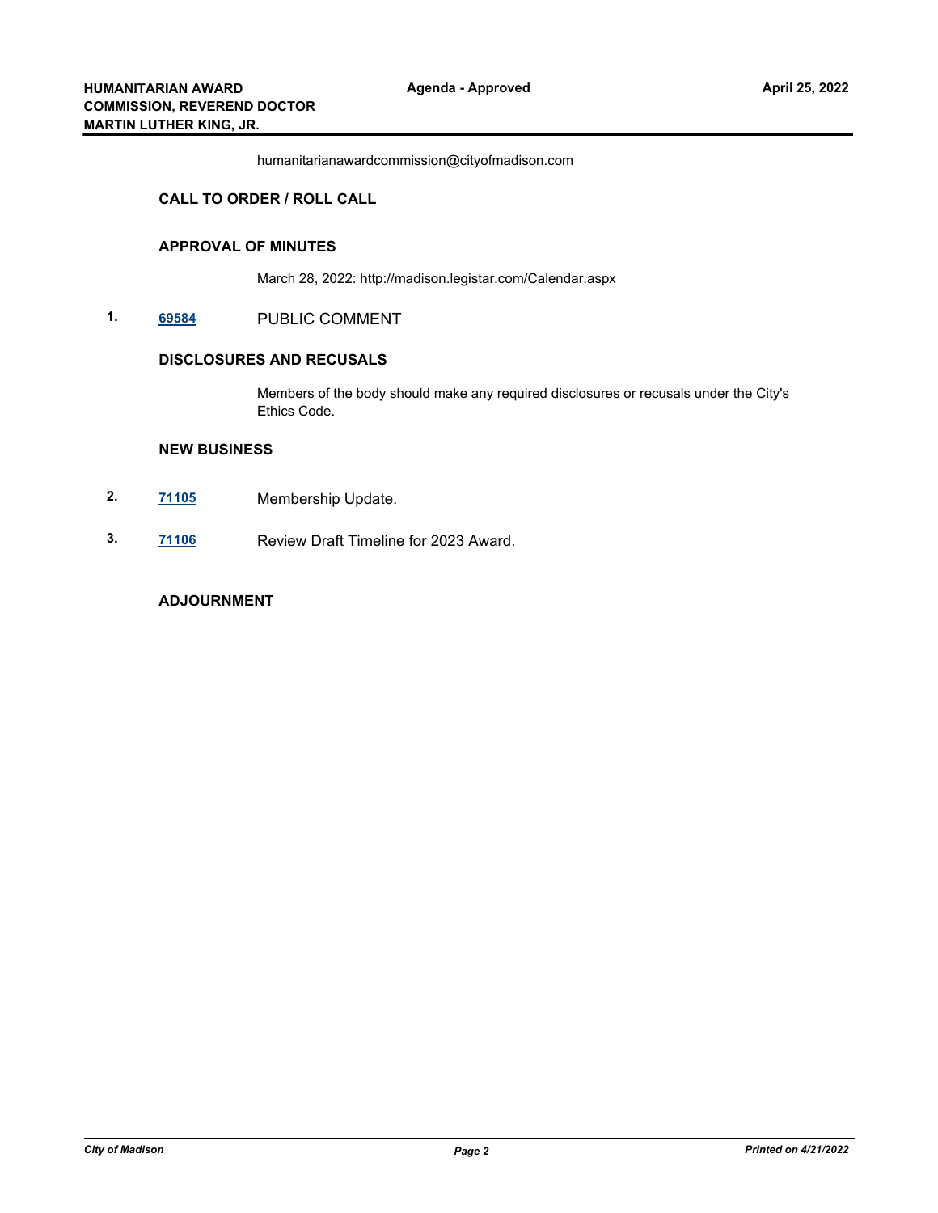humanitarianawardcommission@cityofmadison.com

## CALL TO ORDER / ROLL CALL

## APPROVAL OF MINUTES

March 28, 2022: http://madison.legistar.com/Calendar.aspx

1. **69584** PUBLIC COMMENT

## DISCLOSURES AND RECUSALS

Members of the body should make any required disclosures or recusals under the City's Ethics Code.

## NEW BUSINESS

2. **71105** Membership Update.

3. **71106** Review Draft Timeline for 2023 Award.

## ADJOURNMENT